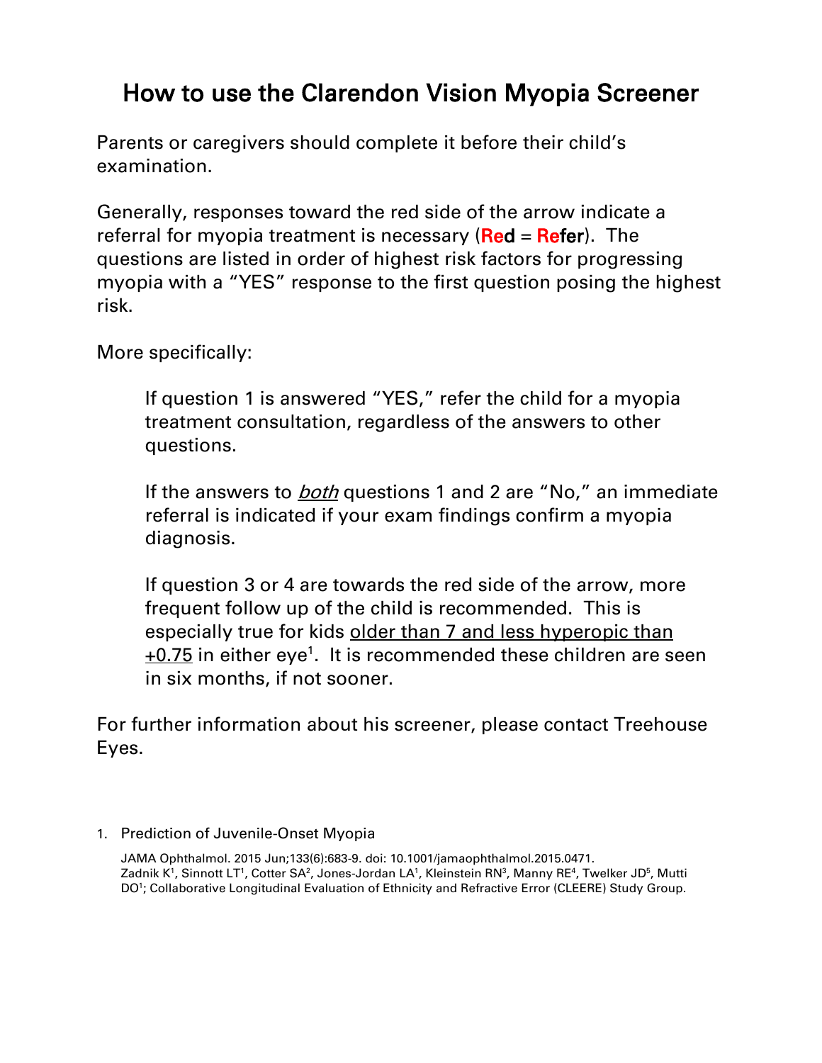# How to use the Clarendon Vision Myopia Screener

Parents or caregivers should complete it before their child's examination.

Generally, responses toward the red side of the arrow indicate a referral for myopia treatment is necessary (**Red** = **Refer**). The questions are listed in order of highest risk factors for progressing myopia with a "YES" response to the first question posing the highest risk.

More specifically:

> If question 1 is answered "YES," refer the child for a myopia treatment consultation, regardless of the answers to other questions.
>
> If the answers to ***both*** questions 1 and 2 are "No," an immediate referral is indicated if your exam findings confirm a myopia diagnosis.
>
> If question 3 or 4 are towards the red side of the arrow, more frequent follow up of the child is recommended. This is especially true for kids <u>older than 7 and less hyperopic than +0.75</u> in either eye[1]. It is recommended these children are seen in six months, if not sooner.

For further information about his screener, please contact Treehouse Eyes.

1. Prediction of Juvenile-Onset Myopia

   JAMA Ophthalmol. 2015 Jun;133(6):683-9. doi: 10.1001/jamaophthalmol.2015.0471. Zadnik K[1], Sinnott LT[1], Cotter SA[2], Jones-Jordan LA[1], Kleinstein RN[3], Manny RE[4], Twelker JD[5], Mutti DO[1]; Collaborative Longitudinal Evaluation of Ethnicity and Refractive Error (CLEERE) Study Group.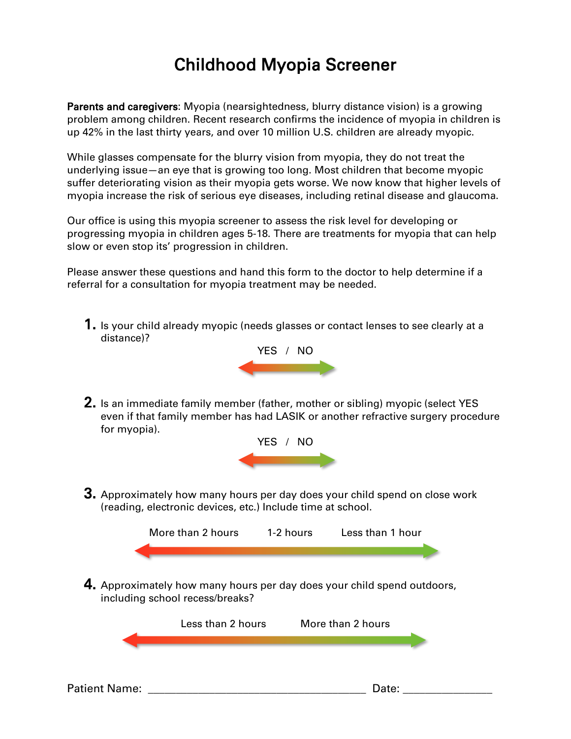# Childhood Myopia Screener

**Parents and caregivers**: Myopia (nearsightedness, blurry distance vision) is a growing problem among children. Recent research confirms the incidence of myopia in children is up 42% in the last thirty years, and over 10 million U.S. children are already myopic.

While glasses compensate for the blurry vision from myopia, they do not treat the underlying issue—an eye that is growing too long. Most children that become myopic suffer deteriorating vision as their myopia gets worse. We now know that higher levels of myopia increase the risk of serious eye diseases, including retinal disease and glaucoma.

Our office is using this myopia screener to assess the risk level for developing or progressing myopia in children ages 5-18. There are treatments for myopia that can help slow or even stop its' progression in children.

Please answer these questions and hand this form to the doctor to help determine if a referral for a consultation for myopia treatment may be needed.

**1.** Is your child already myopic (needs glasses or contact lenses to see clearly at a distance)?

YES / NO

**2.** Is an immediate family member (father, mother or sibling) myopic (select YES even if that family member has had LASIK or another refractive surgery procedure for myopia).

YES / NO

**3.** Approximately how many hours per day does your child spend on close work (reading, electronic devices, etc.) Include time at school.

More than 2 hours     1-2 hours     Less than 1 hour

**4.** Approximately how many hours per day does your child spend outdoors, including school recess/breaks?

Less than 2 hours     More than 2 hours

Patient Name: ______________________________ Date: ______________